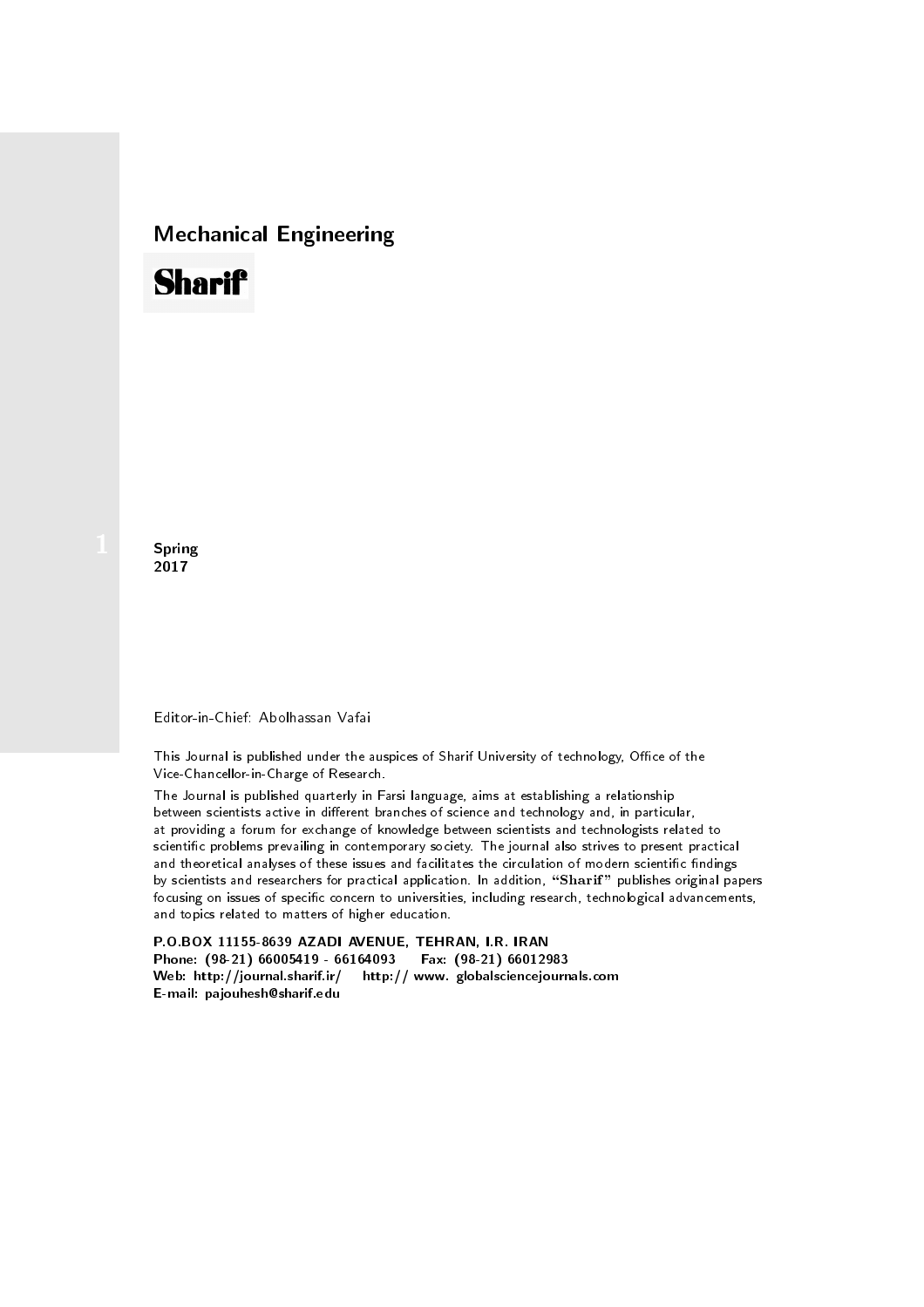## Mechanical Engineering

# Sharif

1

**Spring**
**2017**

Editor-in-Chief: Abolhassan Vafai

This Journal is published under the auspices of Sharif University of technology, Office of the Vice-Chancellor-in-Charge of Research.

The Journal is published quarterly in Farsi language, aims at establishing a relationship between scientists active in different branches of science and technology and, in particular, at providing a forum for exchange of knowledge between scientists and technologists related to scientific problems prevailing in contemporary society. The journal also strives to present practical and theoretical analyses of these issues and facilitates the circulation of modern scientific findings by scientists and researchers for practical application. In addition, "**Sharif**" publishes original papers focusing on issues of specific concern to universities, including research, technological advancements, and topics related to matters of higher education.

**P.O.BOX 11155-8639 AZADI AVENUE, TEHRAN, I.R. IRAN**
**Phone: (98-21) 66005419 - 66164093 Fax: (98-21) 66012983**
**Web: http://journal.sharif.ir/ http:// www. globalsciencejournals.com**
**E-mail: pajouhesh@sharif.edu**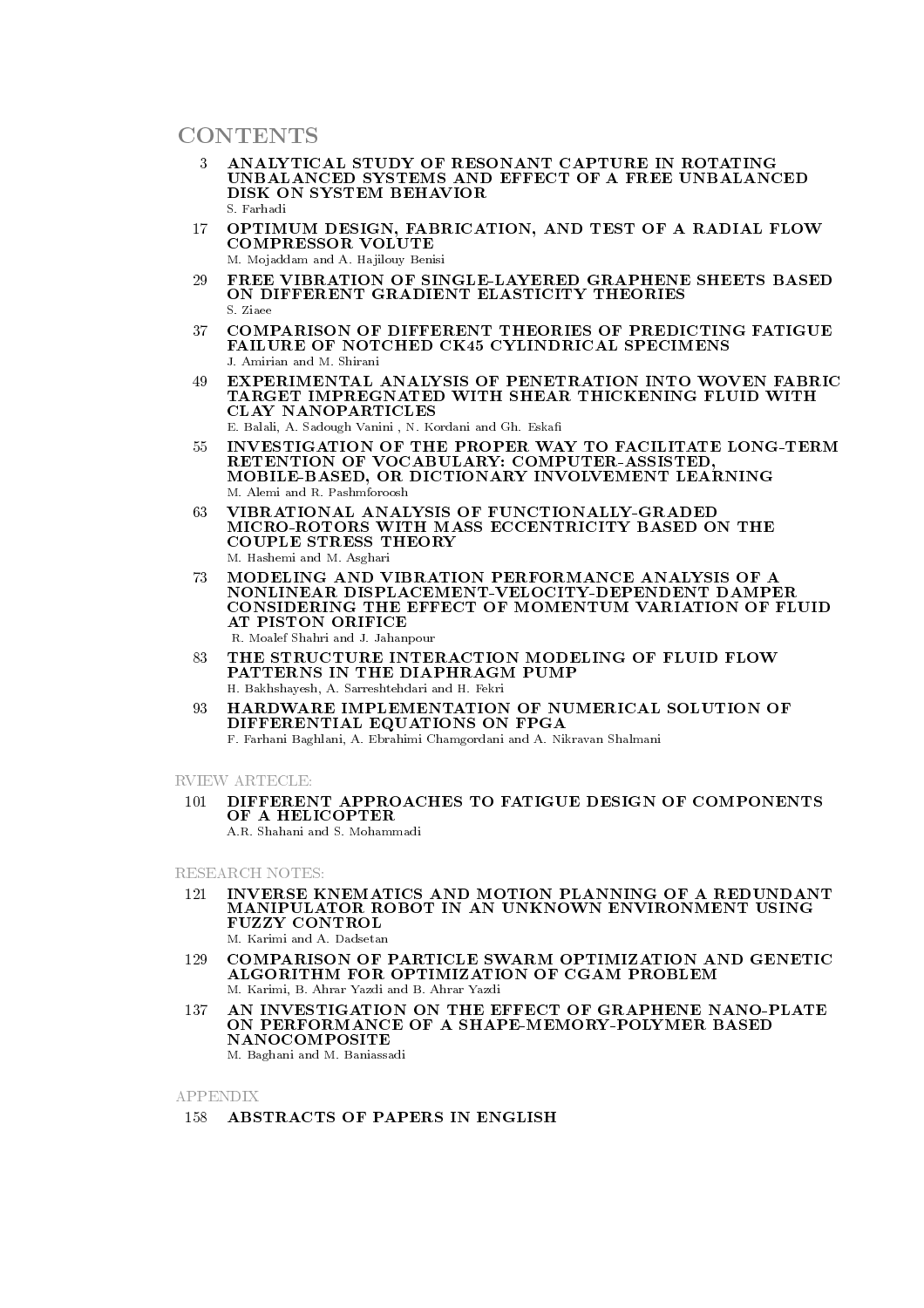# CONTENTS

3 **ANALYTICAL STUDY OF RESONANT CAPTURE IN ROTATING UNBALANCED SYSTEMS AND EFFECT OF A FREE UNBALANCED DISK ON SYSTEM BEHAVIOR**
S. Farhadi

17 **OPTIMUM DESIGN, FABRICATION, AND TEST OF A RADIAL FLOW COMPRESSOR VOLUTE**
M. Mojaddam and A. Hajilouy Benisi

29 **FREE VIBRATION OF SINGLE-LAYERED GRAPHENE SHEETS BASED ON DIFFERENT GRADIENT ELASTICITY THEORIES**
S. Ziaee

37 **COMPARISON OF DIFFERENT THEORIES OF PREDICTING FATIGUE FAILURE OF NOTCHED CK45 CYLINDRICAL SPECIMENS**
J. Amirian and M. Shirani

49 **EXPERIMENTAL ANALYSIS OF PENETRATION INTO WOVEN FABRIC TARGET IMPREGNATED WITH SHEAR THICKENING FLUID WITH CLAY NANOPARTICLES**
E. Balali, A. Sadough Vanini , N. Kordani and Gh. Eskafi

55 **INVESTIGATION OF THE PROPER WAY TO FACILITATE LONG-TERM RETENTION OF VOCABULARY: COMPUTER-ASSISTED, MOBILE-BASED, OR DICTIONARY INVOLVEMENT LEARNING**
M. Alemi and R. Pashmforoosh

63 **VIBRATIONAL ANALYSIS OF FUNCTIONALLY-GRADED MICRO-ROTORS WITH MASS ECCENTRICITY BASED ON THE COUPLE STRESS THEORY**
M. Hashemi and M. Asghari

73 **MODELING AND VIBRATION PERFORMANCE ANALYSIS OF A NONLINEAR DISPLACEMENT-VELOCITY-DEPENDENT DAMPER CONSIDERING THE EFFECT OF MOMENTUM VARIATION OF FLUID AT PISTON ORIFICE**
R. Moalef Shahri and J. Jahanpour

83 **THE STRUCTURE INTERACTION MODELING OF FLUID FLOW PATTERNS IN THE DIAPHRAGM PUMP**
H. Bakhshayesh, A. Sarreshtehdari and H. Fekri

93 **HARDWARE IMPLEMENTATION OF NUMERICAL SOLUTION OF DIFFERENTIAL EQUATIONS ON FPGA**
F. Farhani Baghlani, A. Ebrahimi Chamgordani and A. Nikravan Shalmani

## RVIEW ARTECLE:

101 **DIFFERENT APPROACHES TO FATIGUE DESIGN OF COMPONENTS OF A HELICOPTER**
A.R. Shahani and S. Mohammadi

## RESEARCH NOTES:

121 **INVERSE KNEMATICS AND MOTION PLANNING OF A REDUNDANT MANIPULATOR ROBOT IN AN UNKNOWN ENVIRONMENT USING FUZZY CONTROL**
M. Karimi and A. Dadsetan

129 **COMPARISON OF PARTICLE SWARM OPTIMIZATION AND GENETIC ALGORITHM FOR OPTIMIZATION OF CGAM PROBLEM**
M. Karimi, B. Ahrar Yazdi and B. Ahrar Yazdi

137 **AN INVESTIGATION ON THE EFFECT OF GRAPHENE NANO-PLATE ON PERFORMANCE OF A SHAPE-MEMORY-POLYMER BASED NANOCOMPOSITE**
M. Baghani and M. Baniassadi

## APPENDIX

158 **ABSTRACTS OF PAPERS IN ENGLISH**